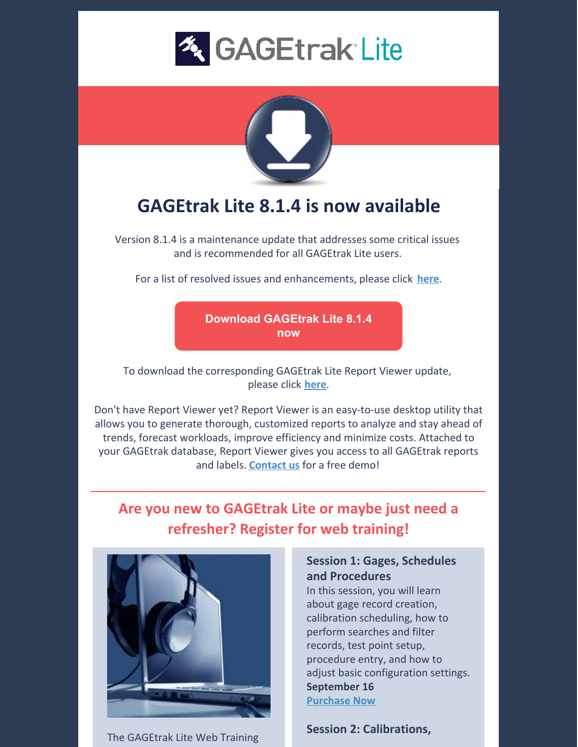GAGEtrak Lite

# GAGEtrak Lite 8.1.4 is now available

Version 8.1.4 is a maintenance update that addresses some critical issues and is recommended for all GAGEtrak Lite users.

For a list of resolved issues and enhancements, please click **here**.

**Download GAGEtrak Lite 8.1.4 now**

To download the corresponding GAGEtrak Lite Report Viewer update, please click **here**.

Don't have Report Viewer yet? Report Viewer is an easy-to-use desktop utility that allows you to generate thorough, customized reports to analyze and stay ahead of trends, forecast workloads, improve efficiency and minimize costs. Attached to your GAGEtrak database, Report Viewer gives you access to all GAGEtrak reports and labels. **Contact us** for a free demo!

## Are you new to GAGEtrak Lite or maybe just need a refresher? Register for web training!

The GAGEtrak Lite Web Training

**Session 1: Gages, Schedules and Procedures**
In this session, you will learn about gage record creation, calibration scheduling, how to perform searches and filter records, test point setup, procedure entry, and how to adjust basic configuration settings.
**September 16**
**Purchase Now**

**Session 2: Calibrations,**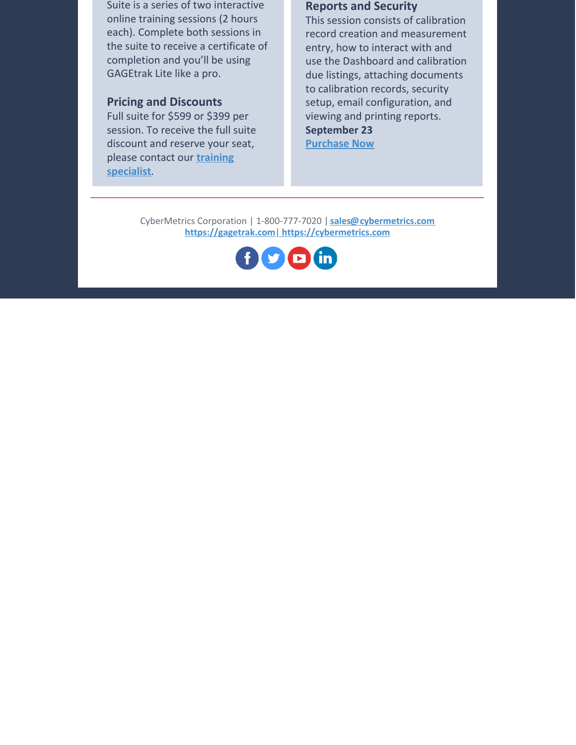Suite is a series of two interactive online training sessions (2 hours each). Complete both sessions in the suite to receive a certificate of completion and you'll be using GAGEtrak Lite like a pro.

### Pricing and Discounts

Full suite for $599 or $399 per session. To receive the full suite discount and reserve your seat, please contact our **training specialist**.

### Reports and Security

This session consists of calibration record creation and measurement entry, how to interact with and use the Dashboard and calibration due listings, attaching documents to calibration records, security setup, email configuration, and viewing and printing reports.

**September 23**

**Purchase Now**

---

CyberMetrics Corporation | 1-800-777-7020 | **sales@cybermetrics.com**
**https://gagetrak.com** | **https://cybermetrics.com**